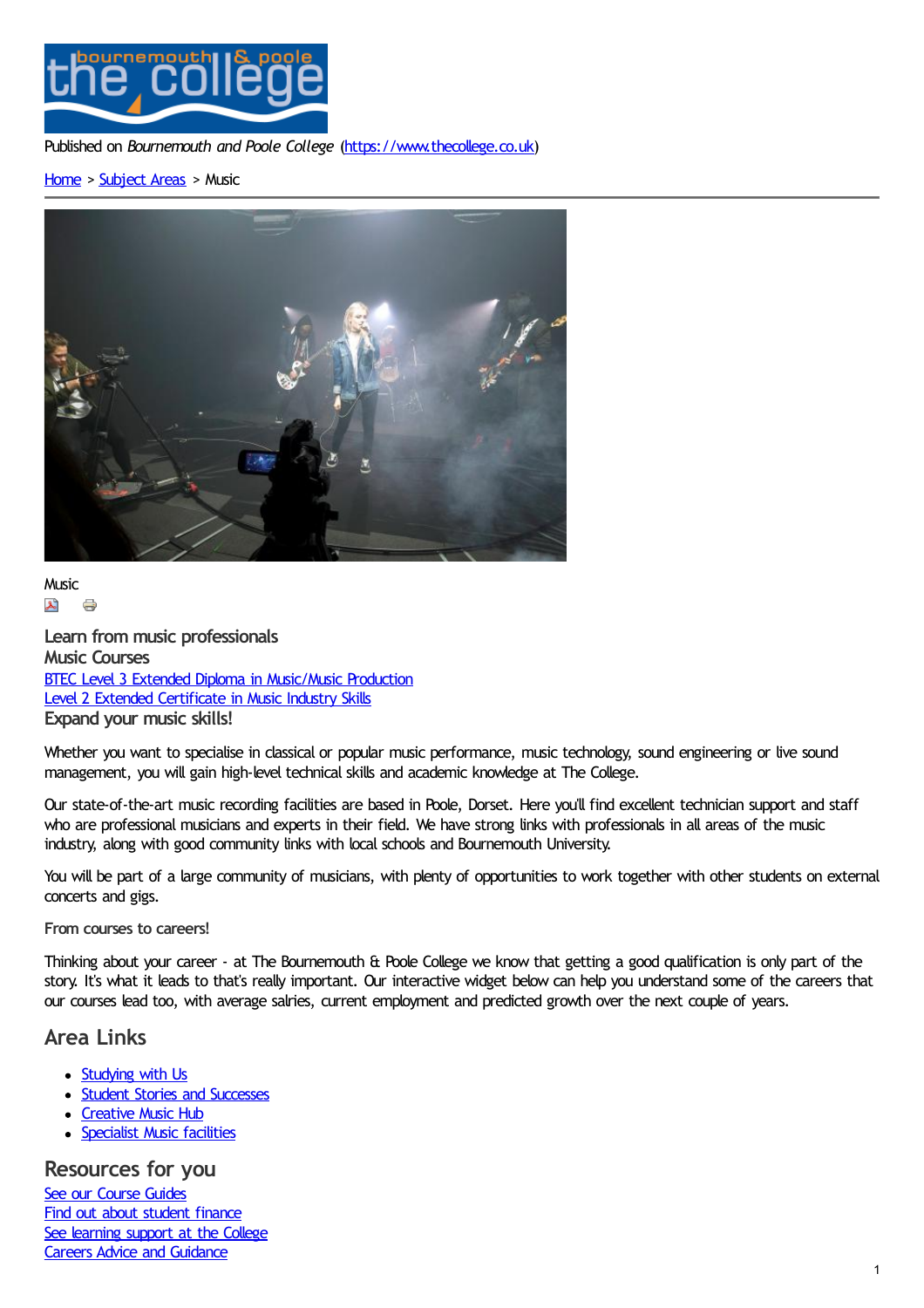Published on *Bournemouth and Poole College* (https://www.thecollege.co.uk)

Home > Subject Areas > Music

Music

### Learn from music professionals

### Music Courses

BTEC Level 3 Extended Diploma in Music/Music Production
Level 2 Extended Certificate in Music Industry Skills

### Expand your music skills!

Whether you want to specialise in classical or popular music performance, music technology, sound engineering or live sound management, you will gain high-level technical skills and academic knowledge at The College.

Our state-of-the-art music recording facilities are based in Poole, Dorset. Here you'll find excellent technician support and staff who are professional musicians and experts in their field. We have strong links with professionals in all areas of the music industry, along with good community links with local schools and Bournemouth University.

You will be part of a large community of musicians, with plenty of opportunities to work together with other students on external concerts and gigs.

From courses to careers!

Thinking about your career - at The Bournemouth & Poole College we know that getting a good qualification is only part of the story. It's what it leads to that's really important. Our interactive widget below can help you understand some of the careers that our courses lead too, with average salries, current employment and predicted growth over the next couple of years.

## Area Links

- Studying with Us
- Student Stories and Successes
- Creative Music Hub
- Specialist Music facilities

## Resources for you

See our Course Guides
Find out about student finance
See learning support at the College
Careers Advice and Guidance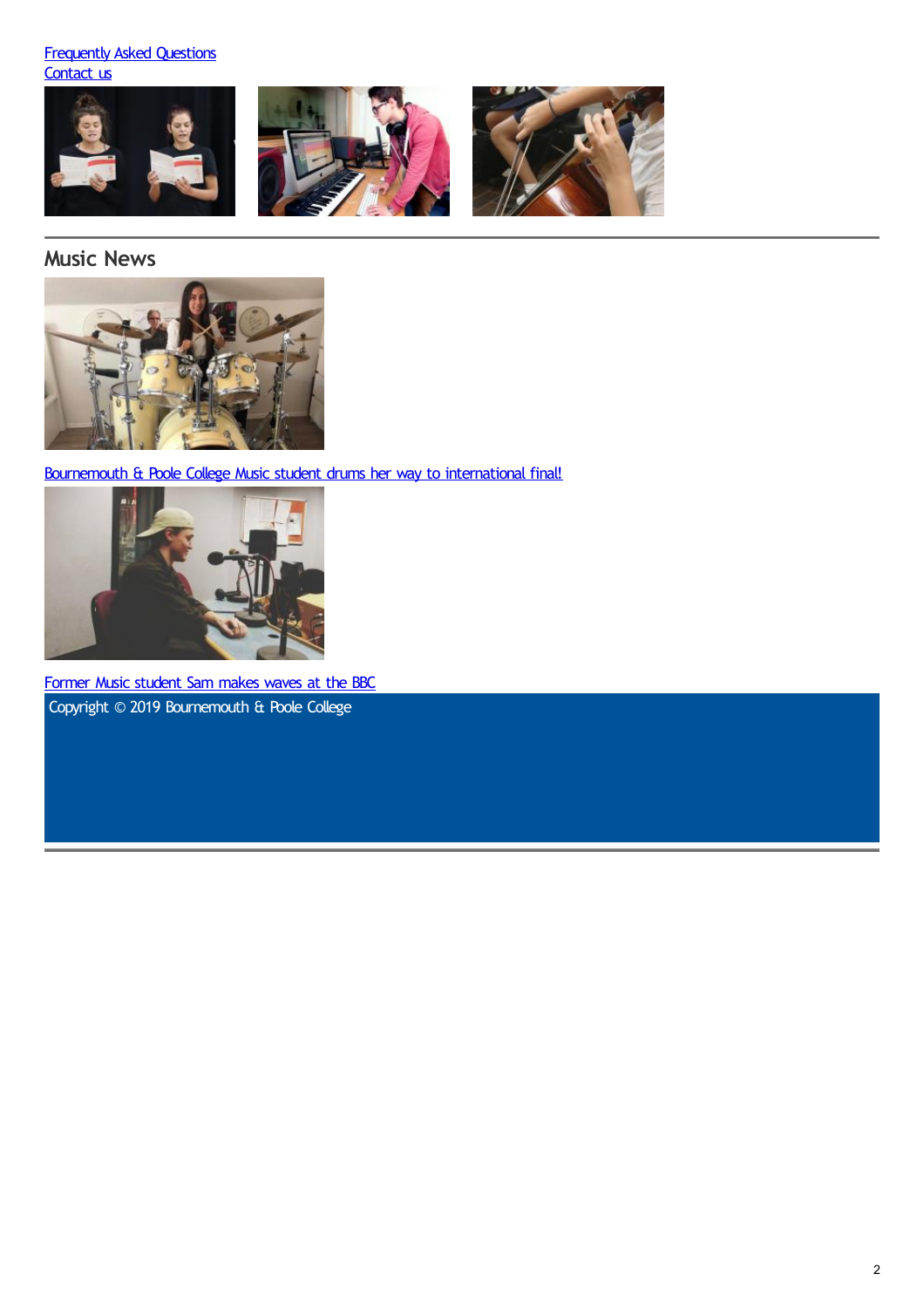Frequently Asked Questions
Contact us

## Music News

Bournemouth & Poole College Music student drums her way to international final!

Former Music student Sam makes waves at the BBC

Copyright © 2019 Bournemouth & Poole College